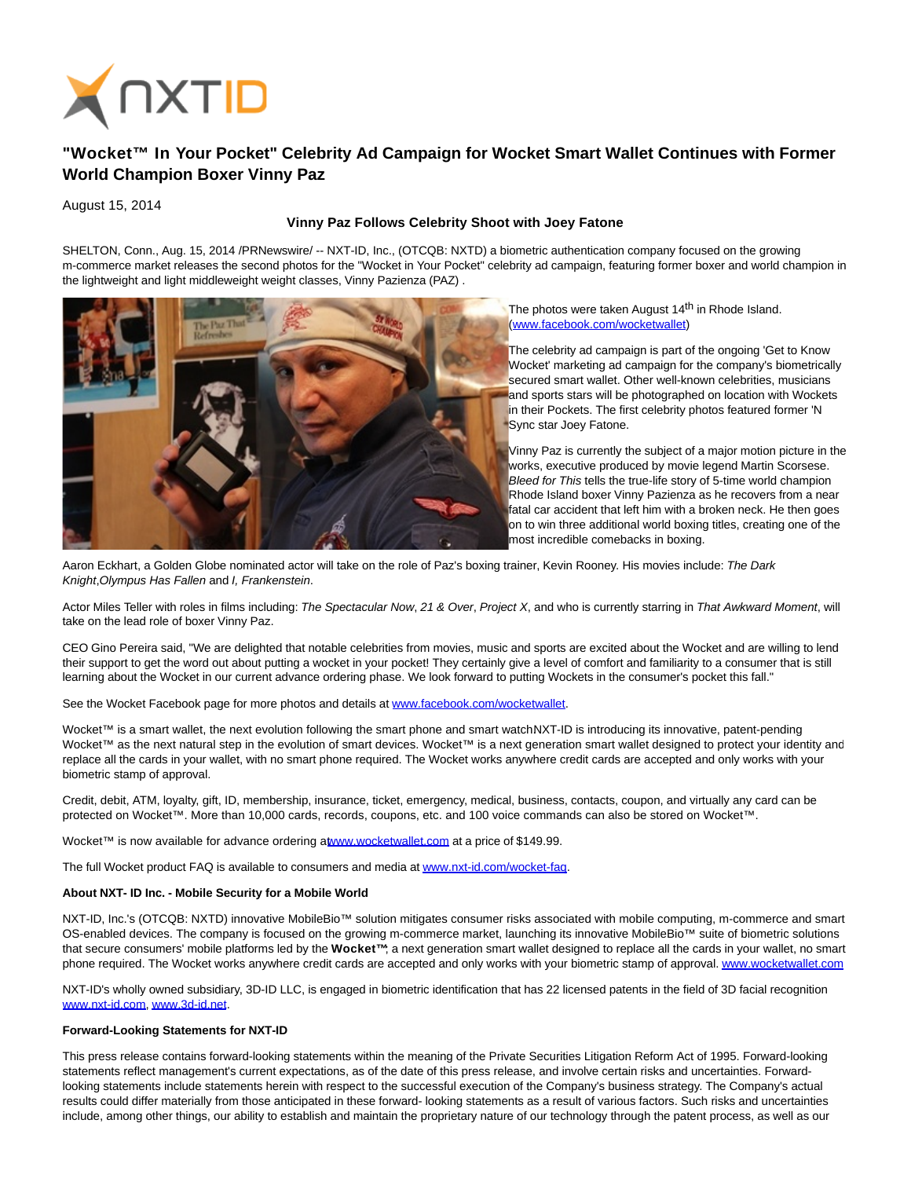# "Wocket™ In Your Pocket" Celebrity Ad Campaign for Wocket Smart Wallet Continues with Former World Champion Boxer Vinny Paz

August 15, 2014

**Vinny Paz Follows Celebrity Shoot with Joey Fatone**

SHELTON, Conn., Aug. 15, 2014 /PRNewswire/ -- NXT-ID, Inc., (OTCQB: NXTD) a biometric authentication company focused on the growing m-commerce market releases the second photos for the "Wocket in Your Pocket" celebrity ad campaign, featuring former boxer and world champion in the lightweight and light middleweight weight classes, Vinny Pazienza (PAZ) .

The photos were taken August 14th in Rhode Island. (www.facebook.com/wocketwallet)

The celebrity ad campaign is part of the ongoing 'Get to Know Wocket' marketing ad campaign for the company's biometrically secured smart wallet. Other well-known celebrities, musicians and sports stars will be photographed on location with Wockets in their Pockets. The first celebrity photos featured former 'N Sync star Joey Fatone.

Vinny Paz is currently the subject of a major motion picture in the works, executive produced by movie legend Martin Scorsese. *Bleed for This* tells the true-life story of 5-time world champion Rhode Island boxer Vinny Pazienza as he recovers from a near fatal car accident that left him with a broken neck. He then goes on to win three additional world boxing titles, creating one of the most incredible comebacks in boxing.

Aaron Eckhart, a Golden Globe nominated actor will take on the role of Paz's boxing trainer, Kevin Rooney. His movies include: *The Dark Knight*,*Olympus Has Fallen* and *I, Frankenstein*.

Actor Miles Teller with roles in films including: *The Spectacular Now*, *21 & Over*, *Project X*, and who is currently starring in *That Awkward Moment*, will take on the lead role of boxer Vinny Paz.

CEO Gino Pereira said, "We are delighted that notable celebrities from movies, music and sports are excited about the Wocket and are willing to lend their support to get the word out about putting a wocket in your pocket! They certainly give a level of comfort and familiarity to a consumer that is still learning about the Wocket in our current advance ordering phase. We look forward to putting Wockets in the consumer's pocket this fall."

See the Wocket Facebook page for more photos and details at www.facebook.com/wocketwallet.

Wocket™ is a smart wallet, the next evolution following the smart phone and smart watchNXT-ID is introducing its innovative, patent-pending Wocket™ as the next natural step in the evolution of smart devices. Wocket™ is a next generation smart wallet designed to protect your identity and replace all the cards in your wallet, with no smart phone required. The Wocket works anywhere credit cards are accepted and only works with your biometric stamp of approval.

Credit, debit, ATM, loyalty, gift, ID, membership, insurance, ticket, emergency, medical, business, contacts, coupon, and virtually any card can be protected on Wocket™. More than 10,000 cards, records, coupons, etc. and 100 voice commands can also be stored on Wocket™.

Wocket™ is now available for advance ordering at www.wocketwallet.com at a price of $149.99.

The full Wocket product FAQ is available to consumers and media at www.nxt-id.com/wocket-faq.

**About NXT- ID Inc. - Mobile Security for a Mobile World**

NXT-ID, Inc.'s (OTCQB: NXTD) innovative MobileBio™ solution mitigates consumer risks associated with mobile computing, m-commerce and smart OS-enabled devices. The company is focused on the growing m-commerce market, launching its innovative MobileBio™ suite of biometric solutions that secure consumers' mobile platforms led by the **Wocket™**; a next generation smart wallet designed to replace all the cards in your wallet, no smart phone required. The Wocket works anywhere credit cards are accepted and only works with your biometric stamp of approval. www.wocketwallet.com

NXT-ID's wholly owned subsidiary, 3D-ID LLC, is engaged in biometric identification that has 22 licensed patents in the field of 3D facial recognition www.nxt-id.com, www.3d-id.net.

**Forward-Looking Statements for NXT-ID**

This press release contains forward-looking statements within the meaning of the Private Securities Litigation Reform Act of 1995. Forward-looking statements reflect management's current expectations, as of the date of this press release, and involve certain risks and uncertainties. Forward-looking statements include statements herein with respect to the successful execution of the Company's business strategy. The Company's actual results could differ materially from those anticipated in these forward- looking statements as a result of various factors. Such risks and uncertainties include, among other things, our ability to establish and maintain the proprietary nature of our technology through the patent process, as well as our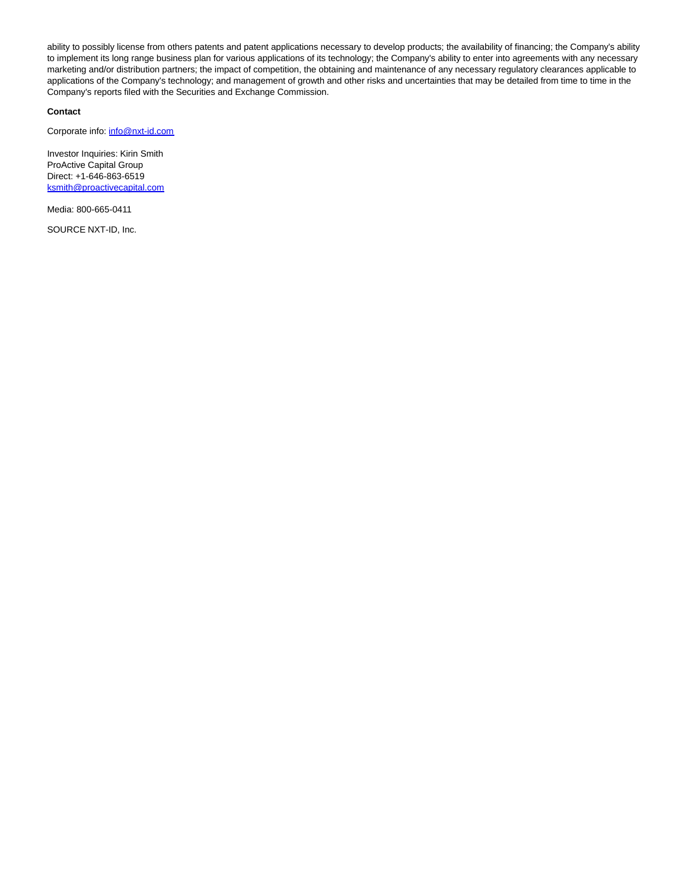ability to possibly license from others patents and patent applications necessary to develop products; the availability of financing; the Company's ability to implement its long range business plan for various applications of its technology; the Company's ability to enter into agreements with any necessary marketing and/or distribution partners; the impact of competition, the obtaining and maintenance of any necessary regulatory clearances applicable to applications of the Company's technology; and management of growth and other risks and uncertainties that may be detailed from time to time in the Company's reports filed with the Securities and Exchange Commission.

**Contact**

Corporate info: info@nxt-id.com

Investor Inquiries: Kirin Smith
ProActive Capital Group
Direct: +1-646-863-6519
ksmith@proactivecapital.com

Media: 800-665-0411

SOURCE NXT-ID, Inc.